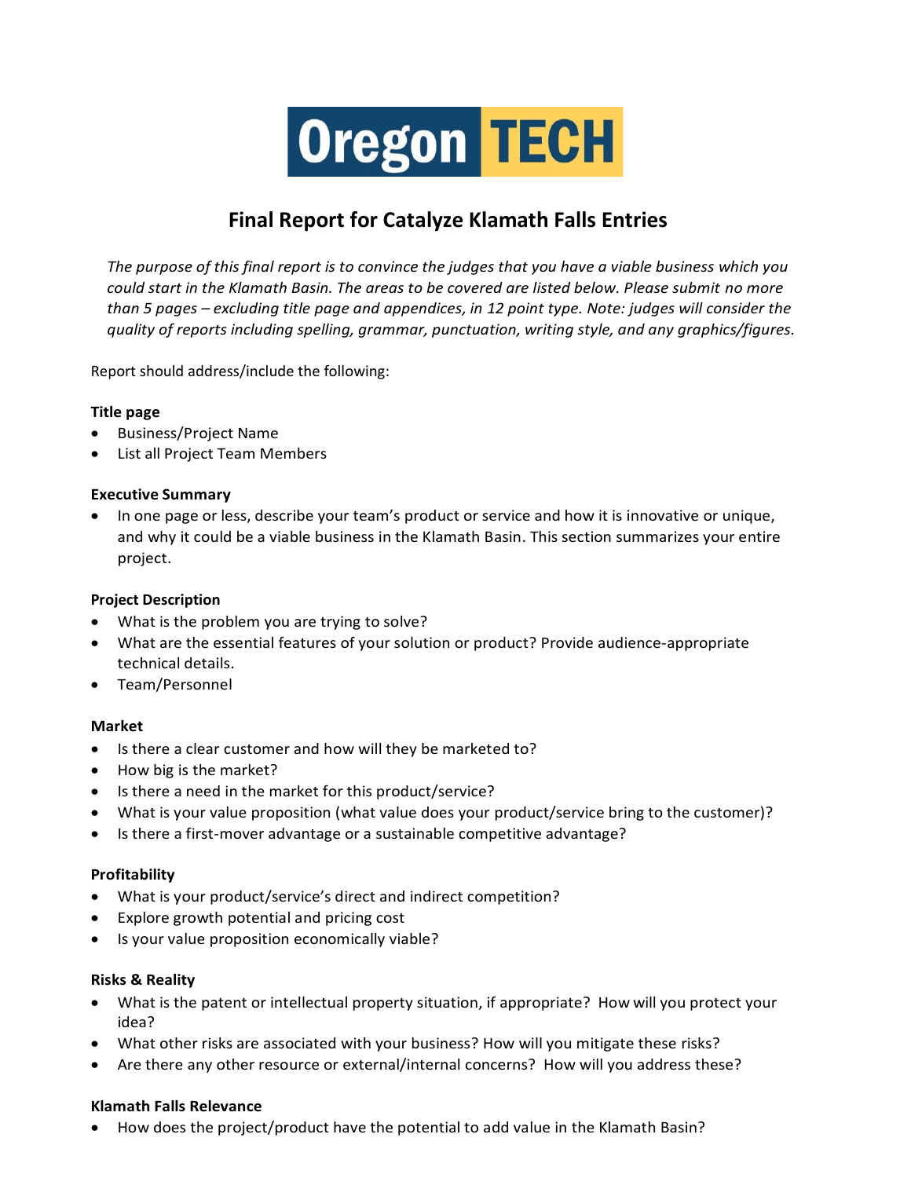Oregon TECH

# Final Report for Catalyze Klamath Falls Entries

*The purpose of this final report is to convince the judges that you have a viable business which you could start in the Klamath Basin. The areas to be covered are listed below. Please submit no more than 5 pages – excluding title page and appendices, in 12 point type. Note: judges will consider the quality of reports including spelling, grammar, punctuation, writing style, and any graphics/figures.*

Report should address/include the following:

**Title page**

- Business/Project Name
- List all Project Team Members

**Executive Summary**

- In one page or less, describe your team's product or service and how it is innovative or unique, and why it could be a viable business in the Klamath Basin. This section summarizes your entire project.

**Project Description**

- What is the problem you are trying to solve?
- What are the essential features of your solution or product? Provide audience-appropriate technical details.
- Team/Personnel

**Market**

- Is there a clear customer and how will they be marketed to?
- How big is the market?
- Is there a need in the market for this product/service?
- What is your value proposition (what value does your product/service bring to the customer)?
- Is there a first-mover advantage or a sustainable competitive advantage?

**Profitability**

- What is your product/service's direct and indirect competition?
- Explore growth potential and pricing cost
- Is your value proposition economically viable?

**Risks & Reality**

- What is the patent or intellectual property situation, if appropriate? How will you protect your idea?
- What other risks are associated with your business? How will you mitigate these risks?
- Are there any other resource or external/internal concerns? How will you address these?

**Klamath Falls Relevance**

- How does the project/product have the potential to add value in the Klamath Basin?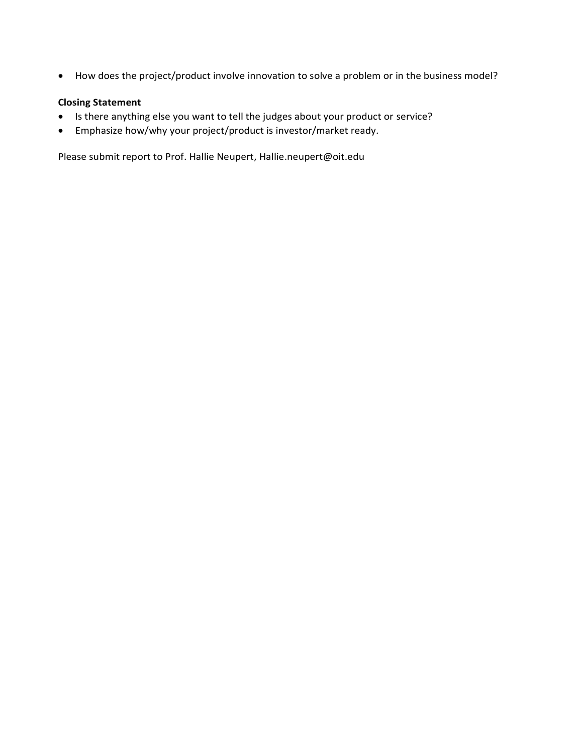- How does the project/product involve innovation to solve a problem or in the business model?

**Closing Statement**

- Is there anything else you want to tell the judges about your product or service?
- Emphasize how/why your project/product is investor/market ready.

Please submit report to Prof. Hallie Neupert, Hallie.neupert@oit.edu